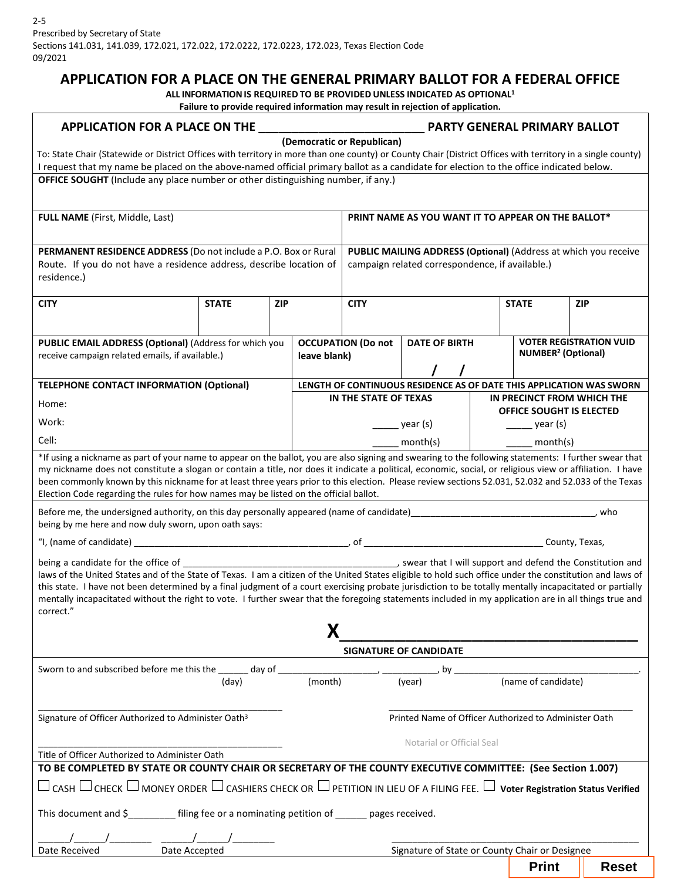2-5
Prescribed by Secretary of State
Sections 141.031, 141.039, 172.021, 172.022, 172.0222, 172.0223, 172.023, Texas Election Code
09/2021

# APPLICATION FOR A PLACE ON THE GENERAL PRIMARY BALLOT FOR A FEDERAL OFFICE

**ALL INFORMATION IS REQUIRED TO BE PROVIDED UNLESS INDICATED AS OPTIONAL[1]**
**Failure to provide required information may result in rejection of application.**

## APPLICATION FOR A PLACE ON THE _________________________ PARTY GENERAL PRIMARY BALLOT

**(Democratic or Republican)**

To: State Chair (Statewide or District Offices with territory in more than one county) or County Chair (District Offices with territory in a single county)
I request that my name be placed on the above-named official primary ballot as a candidate for election to the office indicated below.

**OFFICE SOUGHT** (Include any place number or other distinguishing number, if any.)

| **FULL NAME** (First, Middle, Last) | | | **PRINT NAME AS YOU WANT IT TO APPEAR ON THE BALLOT*** | | |
|---|---|---|---|---|---|
| **PERMANENT RESIDENCE ADDRESS** (Do not include a P.O. Box or Rural Route. If you do not have a residence address, describe location of residence.) | | | **PUBLIC MAILING ADDRESS (Optional)** (Address at which you receive campaign related correspondence, if available.) | | |
| **CITY** | **STATE** | **ZIP** | **CITY** | **STATE** | **ZIP** |

| **PUBLIC EMAIL ADDRESS (Optional)** (Address for which you receive campaign related emails, if available.) | **OCCUPATION (Do not leave blank)** | **DATE OF BIRTH** / / | **VOTER REGISTRATION VUID NUMBER[2] (Optional)** |
|---|---|---|---|

| **TELEPHONE CONTACT INFORMATION (Optional)** | **LENGTH OF CONTINUOUS RESIDENCE AS OF DATE THIS APPLICATION WAS SWORN** | |
|---|---|---|
| | **IN THE STATE OF TEXAS** | **IN PRECINCT FROM WHICH THE OFFICE SOUGHT IS ELECTED** |
| Home: | _____ year (s) | _____ year (s) |
| Work: | _____ month(s) | _____ month(s) |
| Cell: | | |

*If using a nickname as part of your name to appear on the ballot, you are also signing and swearing to the following statements: I further swear that my nickname does not constitute a slogan or contain a title, nor does it indicate a political, economic, social, or religious view or affiliation. I have been commonly known by this nickname for at least three years prior to this election. Please review sections 52.031, 52.032 and 52.033 of the Texas Election Code regarding the rules for how names may be listed on the official ballot.

Before me, the undersigned authority, on this day personally appeared (name of candidate)____________________________________, who being by me here and now duly sworn, upon oath says:

"I, (name of candidate) ____________________________________________, of ____________________________________ County, Texas,

being a candidate for the office of ____________________________________________, swear that I will support and defend the Constitution and laws of the United States and of the State of Texas. I am a citizen of the United States eligible to hold such office under the constitution and laws of this state. I have not been determined by a final judgment of a court exercising probate jurisdiction to be totally mentally incapacitated or partially mentally incapacitated without the right to vote. I further swear that the foregoing statements included in my application are in all things true and correct."

**X**________________________________________
**SIGNATURE OF CANDIDATE**

Sworn to and subscribed before me this the ______ day of ___________________, __________, by ____________________________________.
(day) (month) (year) (name of candidate)

_____________________________________________
Signature of Officer Authorized to Administer Oath[3]

_____________________________________________
Printed Name of Officer Authorized to Administer Oath

Notarial or Official Seal

_____________________________________________
Title of Officer Authorized to Administer Oath

**TO BE COMPLETED BY STATE OR COUNTY CHAIR OR SECRETARY OF THE COUNTY EXECUTIVE COMMITTEE: (See Section 1.007)**

☐ CASH ☐ CHECK ☐ MONEY ORDER ☐ CASHIERS CHECK OR ☐ PETITION IN LIEU OF A FILING FEE. ☐ **Voter Registration Status Verified**

This document and $_________ filing fee or a nominating petition of ______ pages received.

______/______/________
Date Received

______/______/________
Date Accepted

_____________________________________________
Signature of State or County Chair or Designee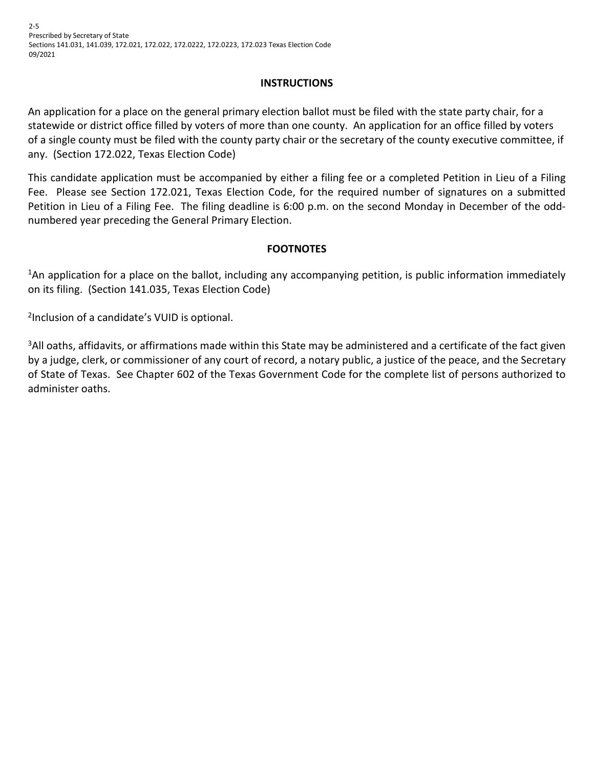2-5
Prescribed by Secretary of State
Sections 141.031, 141.039, 172.021, 172.022, 172.0222, 172.0223, 172.023 Texas Election Code
09/2021

## INSTRUCTIONS

An application for a place on the general primary election ballot must be filed with the state party chair, for a statewide or district office filled by voters of more than one county. An application for an office filled by voters of a single county must be filed with the county party chair or the secretary of the county executive committee, if any. (Section 172.022, Texas Election Code)

This candidate application must be accompanied by either a filing fee or a completed Petition in Lieu of a Filing Fee. Please see Section 172.021, Texas Election Code, for the required number of signatures on a submitted Petition in Lieu of a Filing Fee. The filing deadline is 6:00 p.m. on the second Monday in December of the odd-numbered year preceding the General Primary Election.

## FOOTNOTES

[1]An application for a place on the ballot, including any accompanying petition, is public information immediately on its filing. (Section 141.035, Texas Election Code)

[2]Inclusion of a candidate's VUID is optional.

[3]All oaths, affidavits, or affirmations made within this State may be administered and a certificate of the fact given by a judge, clerk, or commissioner of any court of record, a notary public, a justice of the peace, and the Secretary of State of Texas. See Chapter 602 of the Texas Government Code for the complete list of persons authorized to administer oaths.